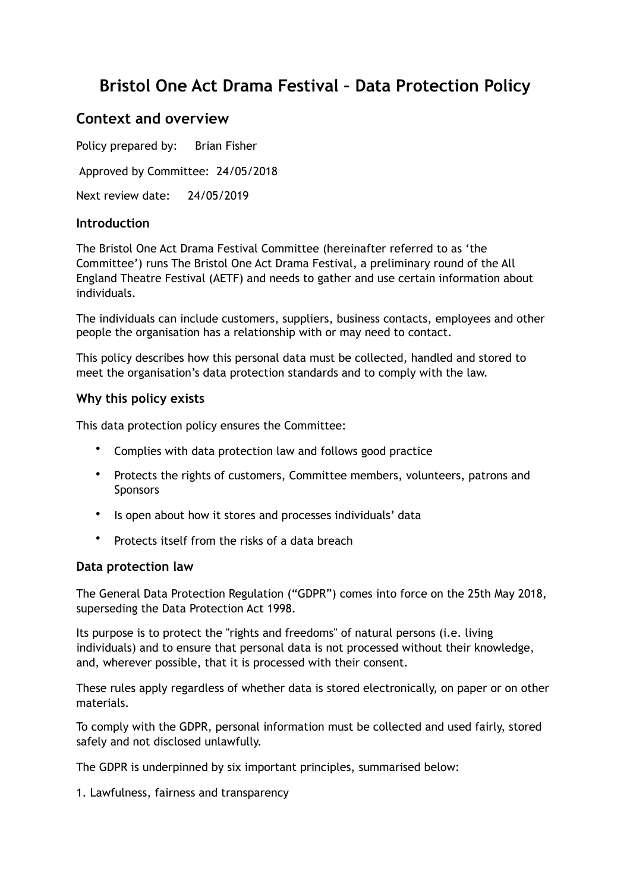# Bristol One Act Drama Festival – Data Protection Policy

## Context and overview

Policy prepared by: Brian Fisher

Approved by Committee: 24/05/2018

Next review date: 24/05/2019

### Introduction

The Bristol One Act Drama Festival Committee (hereinafter referred to as 'the Committee') runs The Bristol One Act Drama Festival, a preliminary round of the All England Theatre Festival (AETF) and needs to gather and use certain information about individuals.

The individuals can include customers, suppliers, business contacts, employees and other people the organisation has a relationship with or may need to contact.

This policy describes how this personal data must be collected, handled and stored to meet the organisation's data protection standards and to comply with the law.

### Why this policy exists

This data protection policy ensures the Committee:

- Complies with data protection law and follows good practice
- Protects the rights of customers, Committee members, volunteers, patrons and Sponsors
- Is open about how it stores and processes individuals' data
- Protects itself from the risks of a data breach

### Data protection law

The General Data Protection Regulation ("GDPR") comes into force on the 25th May 2018, superseding the Data Protection Act 1998.

Its purpose is to protect the "rights and freedoms" of natural persons (i.e. living individuals) and to ensure that personal data is not processed without their knowledge, and, wherever possible, that it is processed with their consent.

These rules apply regardless of whether data is stored electronically, on paper or on other materials.

To comply with the GDPR, personal information must be collected and used fairly, stored safely and not disclosed unlawfully.

The GDPR is underpinned by six important principles, summarised below:

1. Lawfulness, fairness and transparency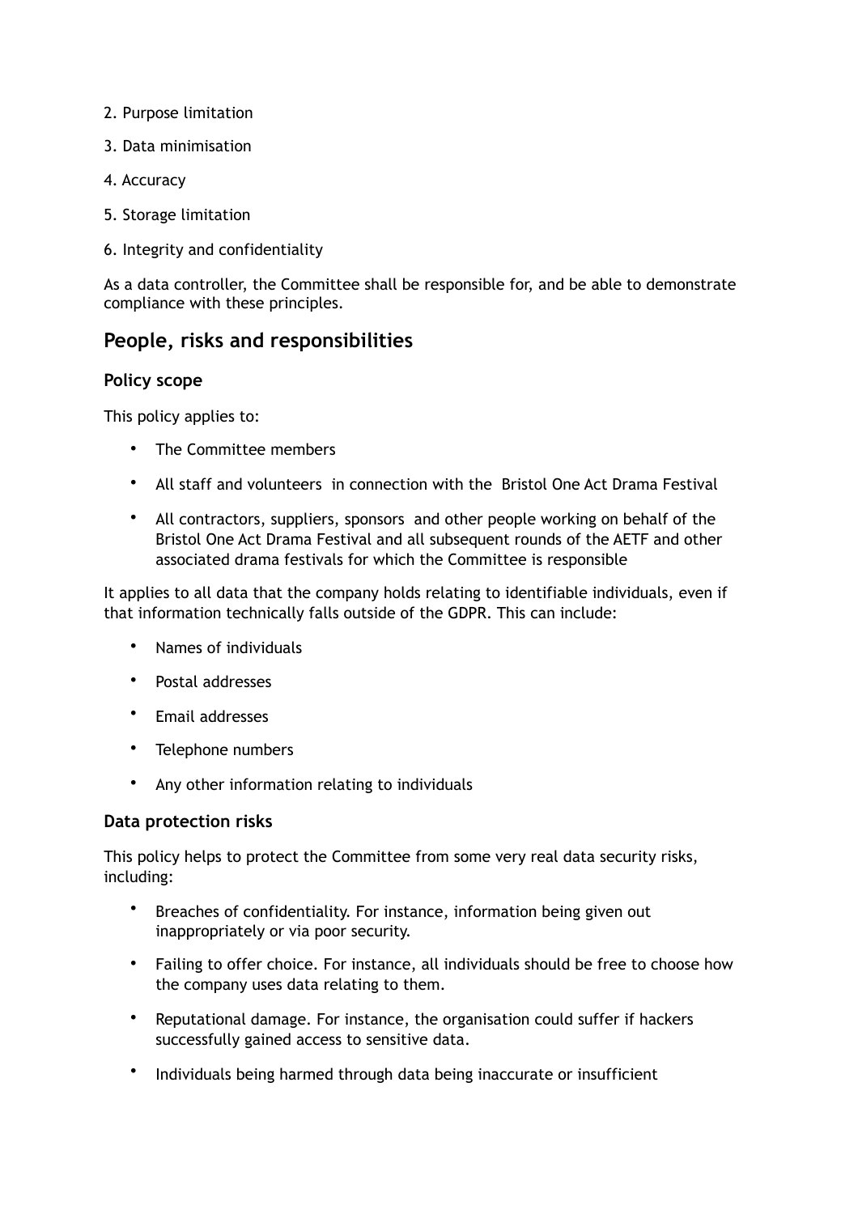2. Purpose limitation

3. Data minimisation

4. Accuracy

5. Storage limitation

6. Integrity and confidentiality

As a data controller, the Committee shall be responsible for, and be able to demonstrate compliance with these principles.

## People, risks and responsibilities

### Policy scope

This policy applies to:

- The Committee members
- All staff and volunteers in connection with the Bristol One Act Drama Festival
- All contractors, suppliers, sponsors and other people working on behalf of the Bristol One Act Drama Festival and all subsequent rounds of the AETF and other associated drama festivals for which the Committee is responsible

It applies to all data that the company holds relating to identifiable individuals, even if that information technically falls outside of the GDPR. This can include:

- Names of individuals
- Postal addresses
- Email addresses
- Telephone numbers
- Any other information relating to individuals

### Data protection risks

This policy helps to protect the Committee from some very real data security risks, including:

- Breaches of confidentiality. For instance, information being given out inappropriately or via poor security.
- Failing to offer choice. For instance, all individuals should be free to choose how the company uses data relating to them.
- Reputational damage. For instance, the organisation could suffer if hackers successfully gained access to sensitive data.
- Individuals being harmed through data being inaccurate or insufficient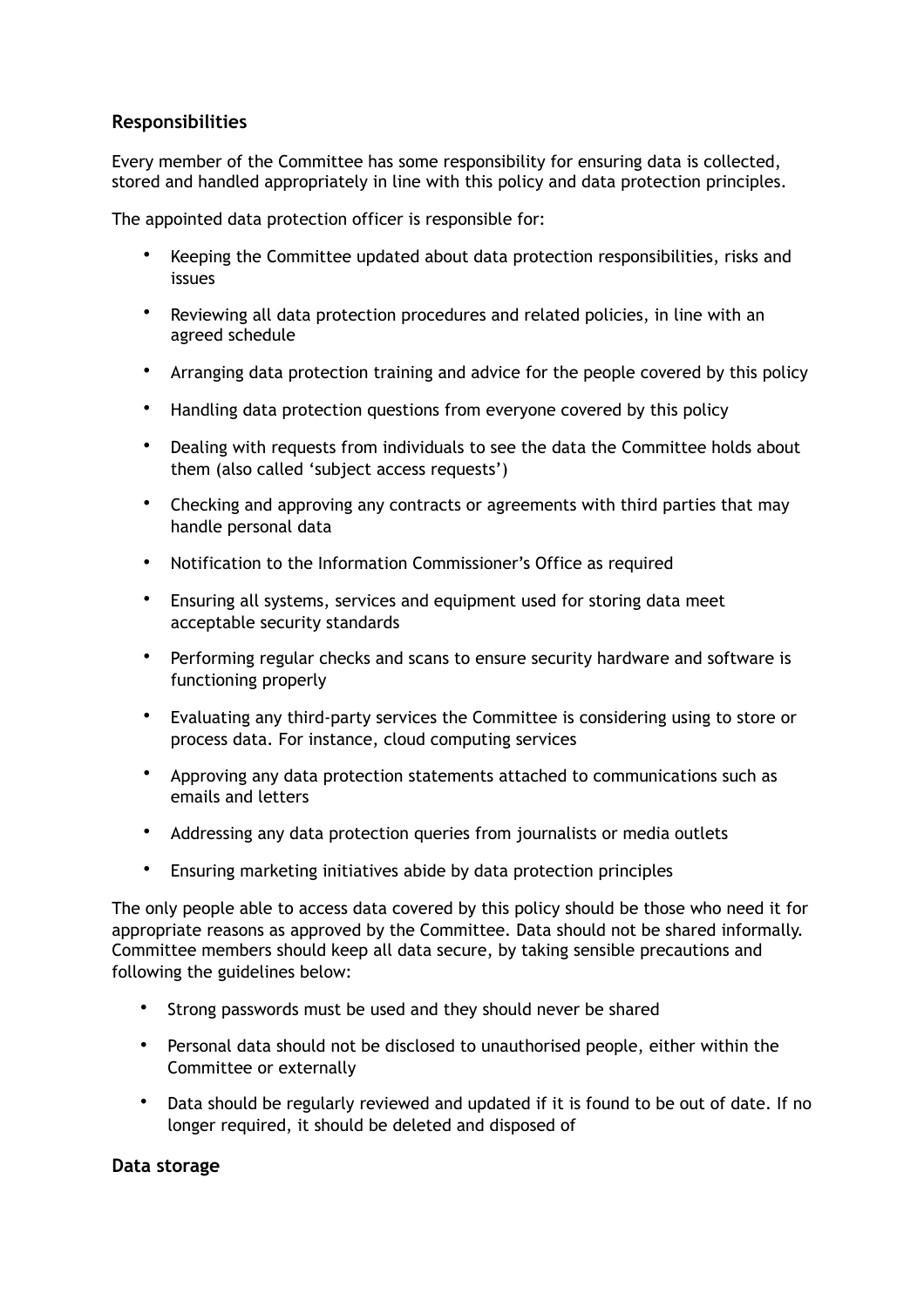## Responsibilities

Every member of the Committee has some responsibility for ensuring data is collected, stored and handled appropriately in line with this policy and data protection principles.

The appointed data protection officer is responsible for:

- Keeping the Committee updated about data protection responsibilities, risks and issues
- Reviewing all data protection procedures and related policies, in line with an agreed schedule
- Arranging data protection training and advice for the people covered by this policy
- Handling data protection questions from everyone covered by this policy
- Dealing with requests from individuals to see the data the Committee holds about them (also called 'subject access requests')
- Checking and approving any contracts or agreements with third parties that may handle personal data
- Notification to the Information Commissioner's Office as required
- Ensuring all systems, services and equipment used for storing data meet acceptable security standards
- Performing regular checks and scans to ensure security hardware and software is functioning properly
- Evaluating any third-party services the Committee is considering using to store or process data. For instance, cloud computing services
- Approving any data protection statements attached to communications such as emails and letters
- Addressing any data protection queries from journalists or media outlets
- Ensuring marketing initiatives abide by data protection principles

The only people able to access data covered by this policy should be those who need it for appropriate reasons as approved by the Committee. Data should not be shared informally. Committee members should keep all data secure, by taking sensible precautions and following the guidelines below:

- Strong passwords must be used and they should never be shared
- Personal data should not be disclosed to unauthorised people, either within the Committee or externally
- Data should be regularly reviewed and updated if it is found to be out of date. If no longer required, it should be deleted and disposed of

## Data storage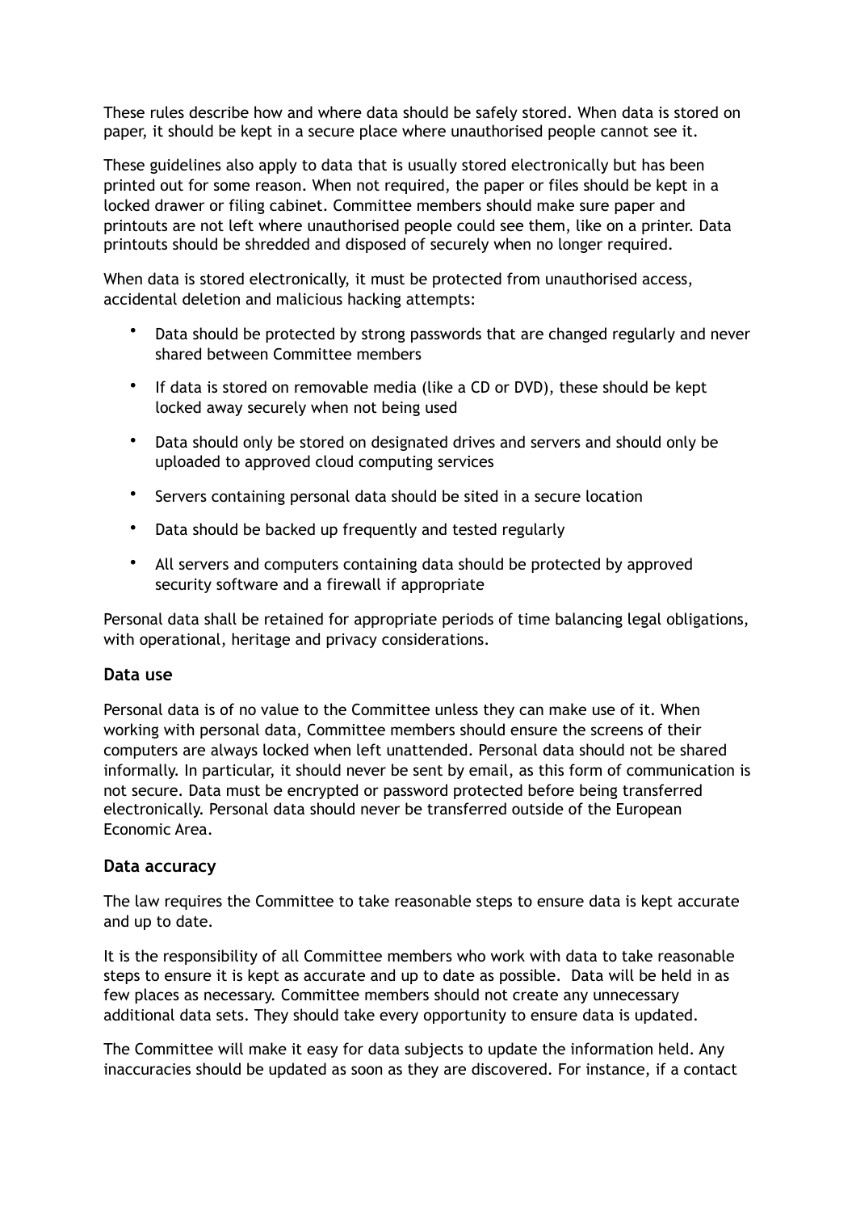These rules describe how and where data should be safely stored. When data is stored on paper, it should be kept in a secure place where unauthorised people cannot see it.

These guidelines also apply to data that is usually stored electronically but has been printed out for some reason. When not required, the paper or files should be kept in a locked drawer or filing cabinet. Committee members should make sure paper and printouts are not left where unauthorised people could see them, like on a printer. Data printouts should be shredded and disposed of securely when no longer required.

When data is stored electronically, it must be protected from unauthorised access, accidental deletion and malicious hacking attempts:

- Data should be protected by strong passwords that are changed regularly and never shared between Committee members
- If data is stored on removable media (like a CD or DVD), these should be kept locked away securely when not being used
- Data should only be stored on designated drives and servers and should only be uploaded to approved cloud computing services
- Servers containing personal data should be sited in a secure location
- Data should be backed up frequently and tested regularly
- All servers and computers containing data should be protected by approved security software and a firewall if appropriate

Personal data shall be retained for appropriate periods of time balancing legal obligations, with operational, heritage and privacy considerations.

### Data use

Personal data is of no value to the Committee unless they can make use of it. When working with personal data, Committee members should ensure the screens of their computers are always locked when left unattended. Personal data should not be shared informally. In particular, it should never be sent by email, as this form of communication is not secure. Data must be encrypted or password protected before being transferred electronically. Personal data should never be transferred outside of the European Economic Area.

### Data accuracy

The law requires the Committee to take reasonable steps to ensure data is kept accurate and up to date.

It is the responsibility of all Committee members who work with data to take reasonable steps to ensure it is kept as accurate and up to date as possible. Data will be held in as few places as necessary. Committee members should not create any unnecessary additional data sets. They should take every opportunity to ensure data is updated.

The Committee will make it easy for data subjects to update the information held. Any inaccuracies should be updated as soon as they are discovered. For instance, if a contact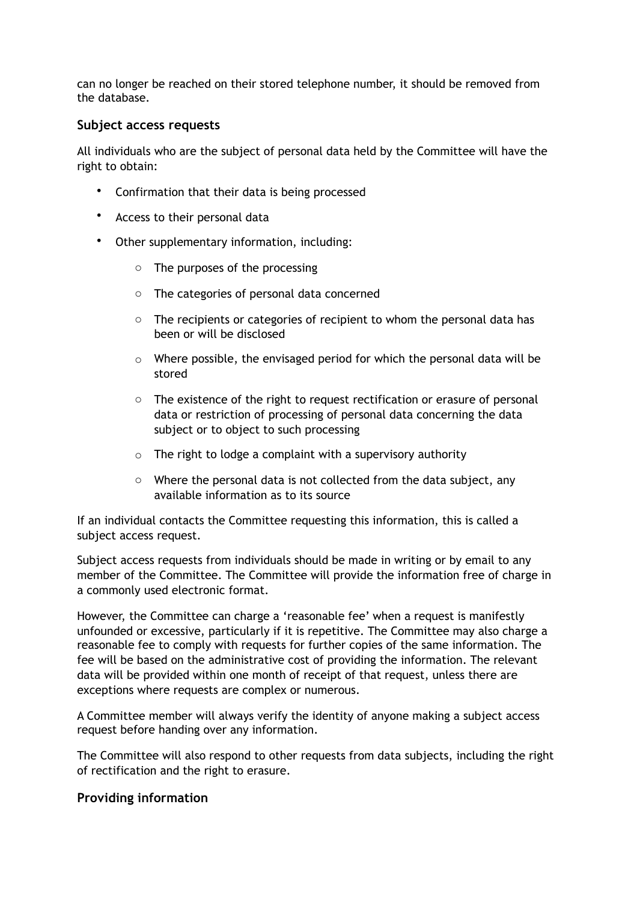can no longer be reached on their stored telephone number, it should be removed from the database.

### Subject access requests

All individuals who are the subject of personal data held by the Committee will have the right to obtain:

- Confirmation that their data is being processed
- Access to their personal data
- Other supplementary information, including:
  - The purposes of the processing
  - The categories of personal data concerned
  - The recipients or categories of recipient to whom the personal data has been or will be disclosed
  - Where possible, the envisaged period for which the personal data will be stored
  - The existence of the right to request rectification or erasure of personal data or restriction of processing of personal data concerning the data subject or to object to such processing
  - The right to lodge a complaint with a supervisory authority
  - Where the personal data is not collected from the data subject, any available information as to its source

If an individual contacts the Committee requesting this information, this is called a subject access request.

Subject access requests from individuals should be made in writing or by email to any member of the Committee. The Committee will provide the information free of charge in a commonly used electronic format.

However, the Committee can charge a 'reasonable fee' when a request is manifestly unfounded or excessive, particularly if it is repetitive. The Committee may also charge a reasonable fee to comply with requests for further copies of the same information. The fee will be based on the administrative cost of providing the information. The relevant data will be provided within one month of receipt of that request, unless there are exceptions where requests are complex or numerous.

A Committee member will always verify the identity of anyone making a subject access request before handing over any information.

The Committee will also respond to other requests from data subjects, including the right of rectification and the right to erasure.

### Providing information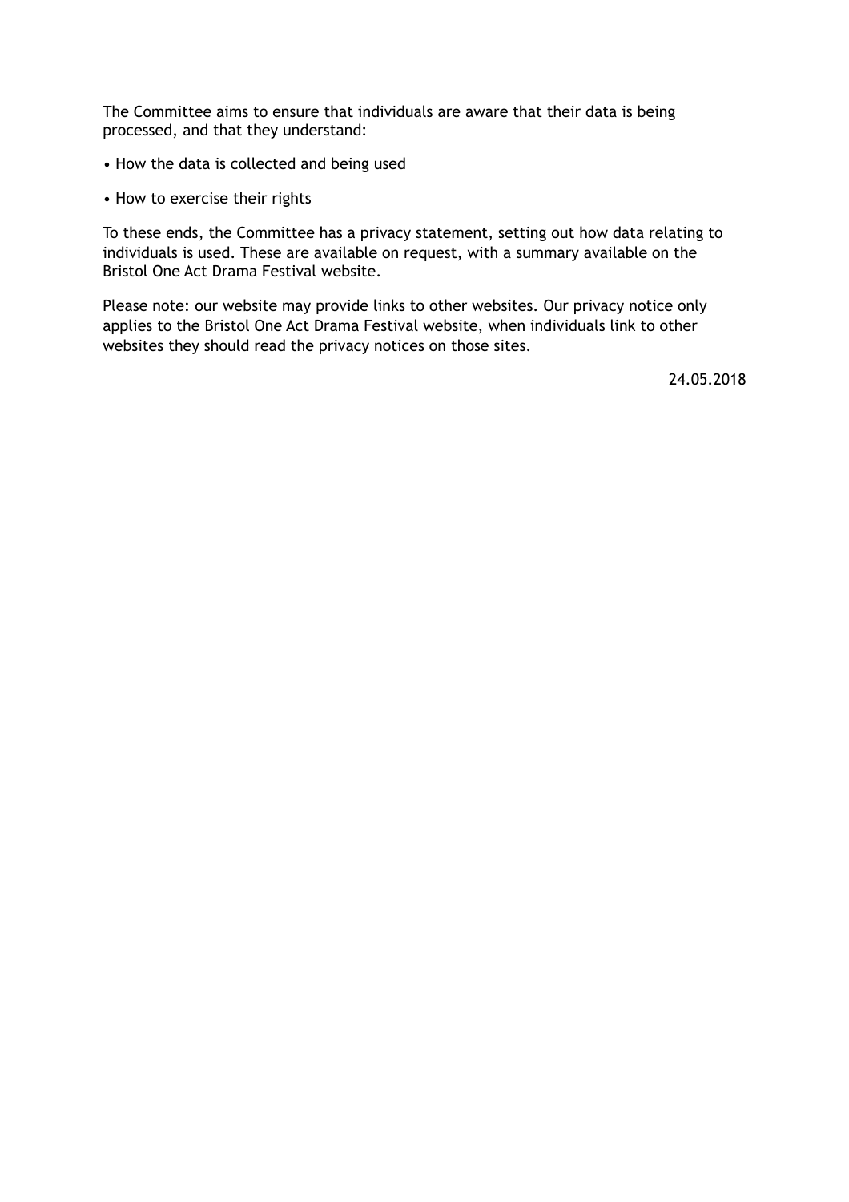The Committee aims to ensure that individuals are aware that their data is being processed, and that they understand:

- How the data is collected and being used
- How to exercise their rights

To these ends, the Committee has a privacy statement, setting out how data relating to individuals is used. These are available on request, with a summary available on the Bristol One Act Drama Festival website.

Please note: our website may provide links to other websites. Our privacy notice only applies to the Bristol One Act Drama Festival website, when individuals link to other websites they should read the privacy notices on those sites.

24.05.2018